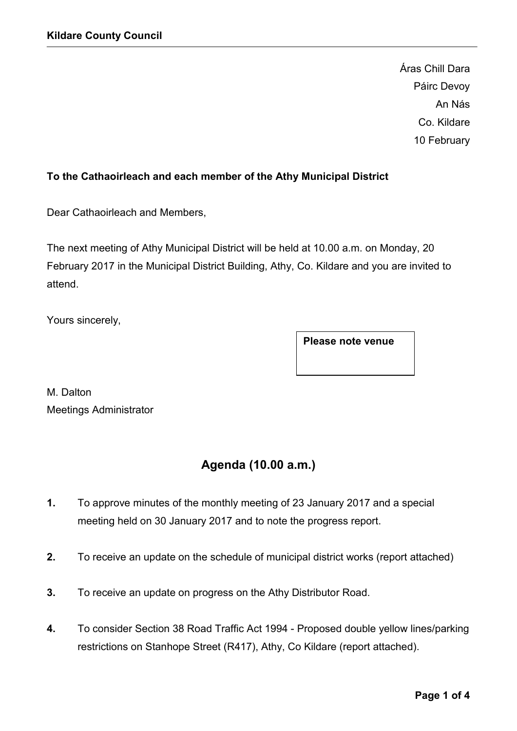**Kildare County Council**

Áras Chill Dara
Páirc Devoy
An Nás
Co. Kildare
10 February

**To the Cathaoirleach and each member of the Athy Municipal District**

Dear Cathaoirleach and Members,

The next meeting of Athy Municipal District will be held at 10.00 a.m. on Monday, 20 February 2017 in the Municipal District Building, Athy, Co. Kildare and you are invited to attend.

Yours sincerely,

**Please note venue**

M. Dalton
Meetings Administrator

## Agenda (10.00 a.m.)

**1.** To approve minutes of the monthly meeting of 23 January 2017 and a special meeting held on 30 January 2017 and to note the progress report.

**2.** To receive an update on the schedule of municipal district works (report attached)

**3.** To receive an update on progress on the Athy Distributor Road.

**4.** To consider Section 38 Road Traffic Act 1994 - Proposed double yellow lines/parking restrictions on Stanhope Street (R417), Athy, Co Kildare (report attached).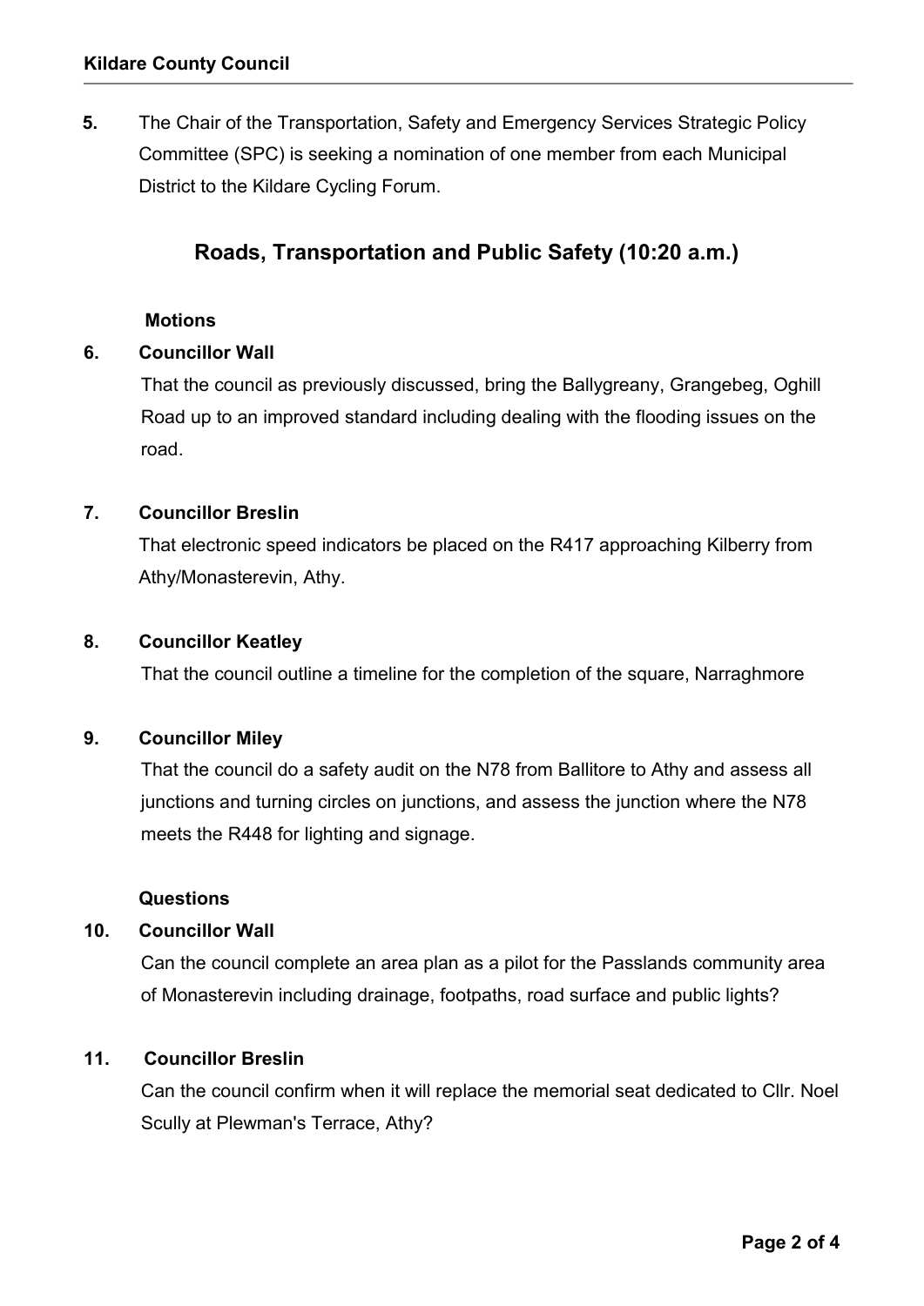**5.** The Chair of the Transportation, Safety and Emergency Services Strategic Policy Committee (SPC) is seeking a nomination of one member from each Municipal District to the Kildare Cycling Forum.

## Roads, Transportation and Public Safety (10:20 a.m.)

**Motions**

**6. Councillor Wall**

That the council as previously discussed, bring the Ballygreany, Grangebeg, Oghill Road up to an improved standard including dealing with the flooding issues on the road.

**7. Councillor Breslin**

That electronic speed indicators be placed on the R417 approaching Kilberry from Athy/Monasterevin, Athy.

**8. Councillor Keatley**

That the council outline a timeline for the completion of the square, Narraghmore

**9. Councillor Miley**

That the council do a safety audit on the N78 from Ballitore to Athy and assess all junctions and turning circles on junctions, and assess the junction where the N78 meets the R448 for lighting and signage.

**Questions**

**10. Councillor Wall**

Can the council complete an area plan as a pilot for the Passlands community area of Monasterevin including drainage, footpaths, road surface and public lights?

**11. Councillor Breslin**

Can the council confirm when it will replace the memorial seat dedicated to Cllr. Noel Scully at Plewman's Terrace, Athy?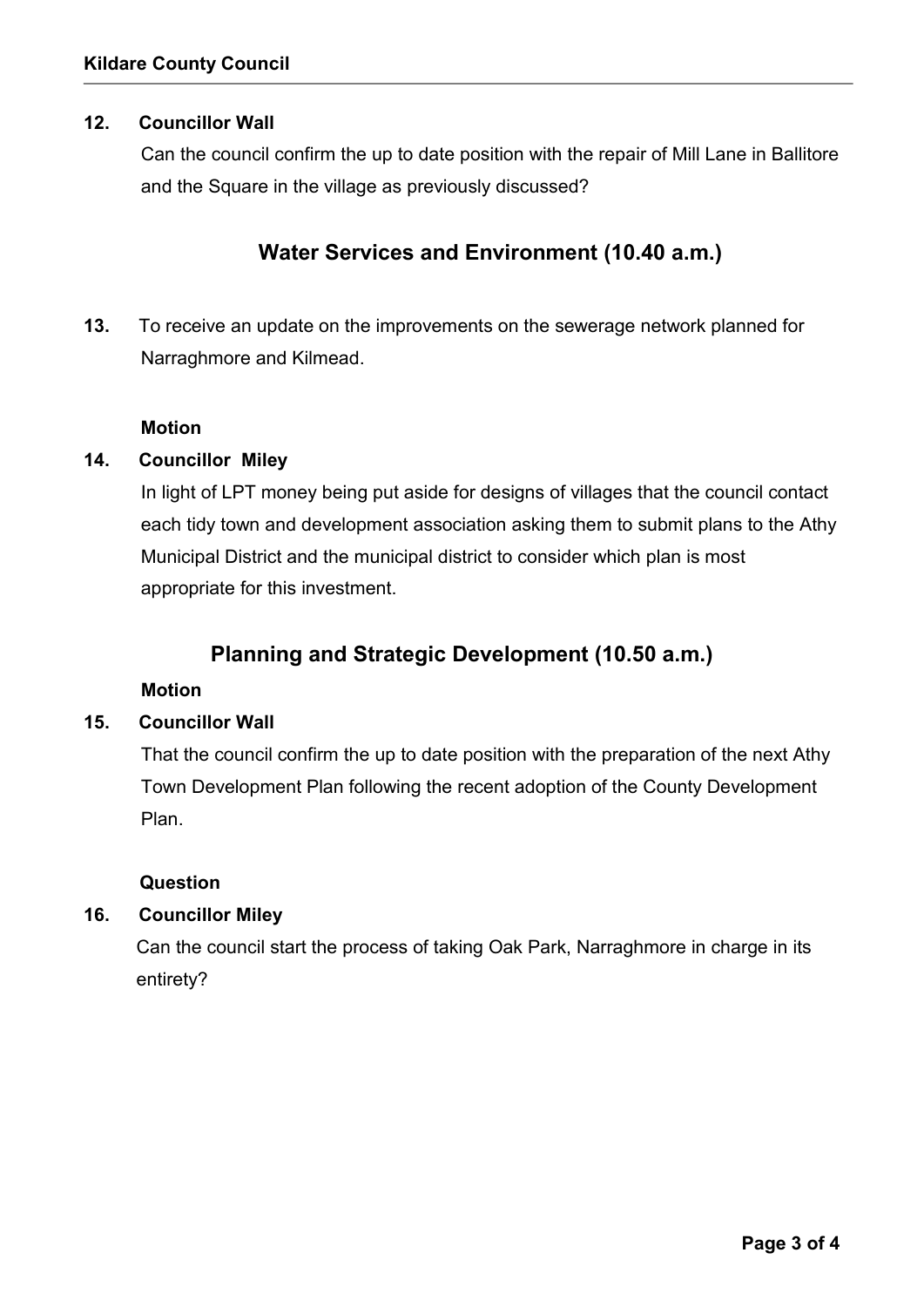**12. Councillor Wall**

Can the council confirm the up to date position with the repair of Mill Lane in Ballitore and the Square in the village as previously discussed?

## Water Services and Environment (10.40 a.m.)

**13.** To receive an update on the improvements on the sewerage network planned for Narraghmore and Kilmead.

**Motion**

**14. Councillor Miley**

In light of LPT money being put aside for designs of villages that the council contact each tidy town and development association asking them to submit plans to the Athy Municipal District and the municipal district to consider which plan is most appropriate for this investment.

## Planning and Strategic Development (10.50 a.m.)

**Motion**

**15. Councillor Wall**

That the council confirm the up to date position with the preparation of the next Athy Town Development Plan following the recent adoption of the County Development Plan.

**Question**

**16. Councillor Miley**

Can the council start the process of taking Oak Park, Narraghmore in charge in its entirety?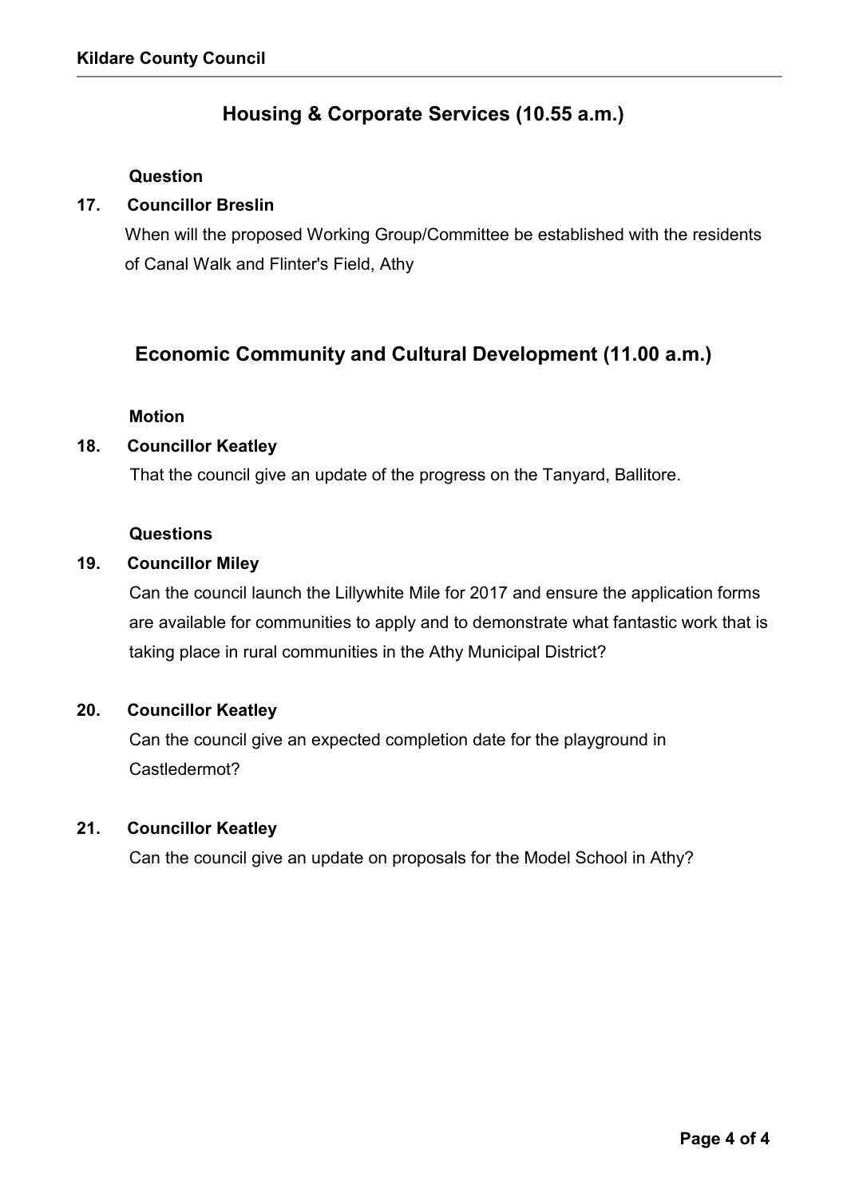## Housing & Corporate Services (10.55 a.m.)

**Question**

**17. Councillor Breslin**

When will the proposed Working Group/Committee be established with the residents of Canal Walk and Flinter's Field, Athy

## Economic Community and Cultural Development (11.00 a.m.)

**Motion**

**18. Councillor Keatley**

That the council give an update of the progress on the Tanyard, Ballitore.

**Questions**

**19. Councillor Miley**

Can the council launch the Lillywhite Mile for 2017 and ensure the application forms are available for communities to apply and to demonstrate what fantastic work that is taking place in rural communities in the Athy Municipal District?

**20. Councillor Keatley**

Can the council give an expected completion date for the playground in Castledermot?

**21. Councillor Keatley**

Can the council give an update on proposals for the Model School in Athy?